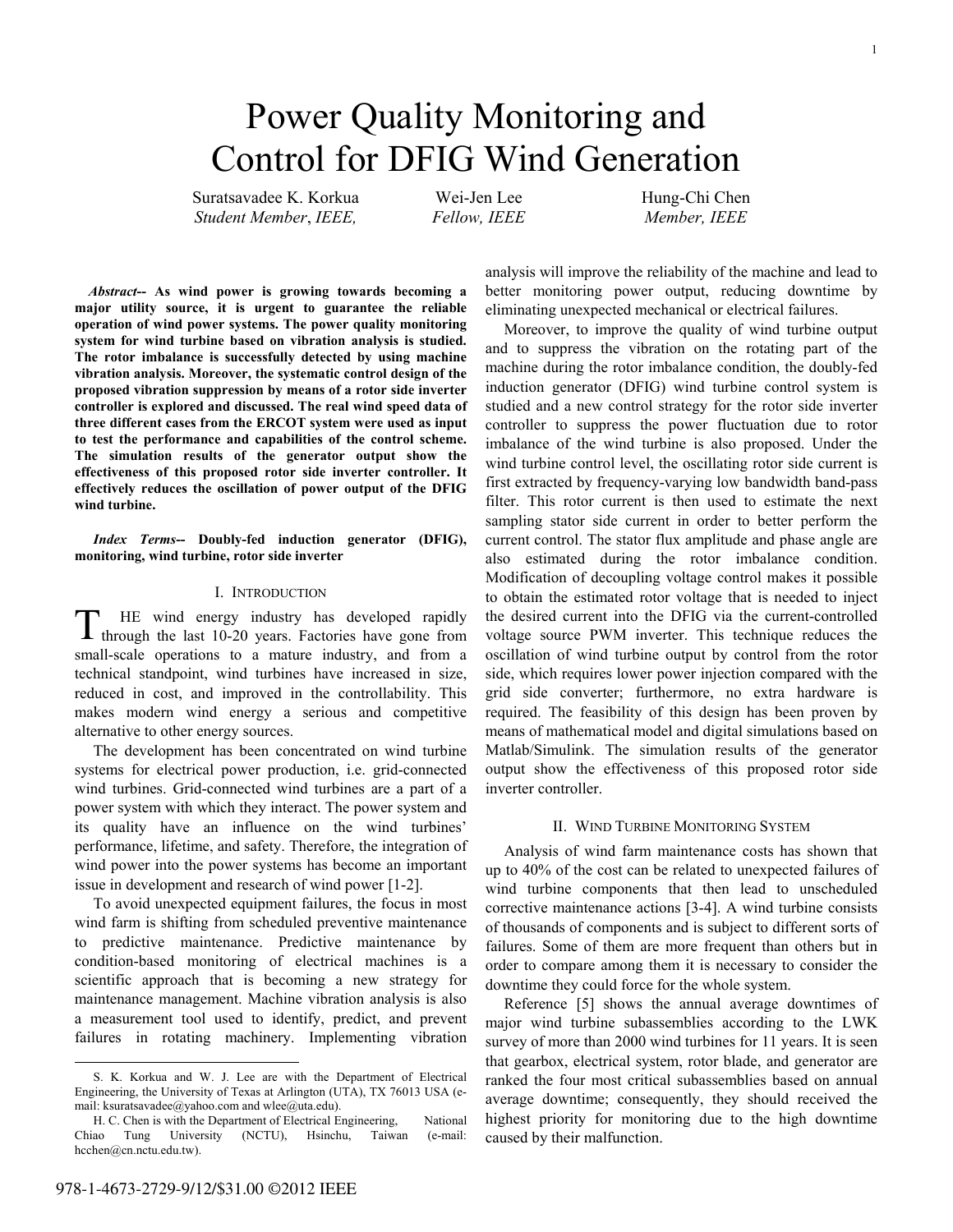# Power Quality Monitoring and Control for DFIG Wind Generation

Suratsavadee K. Korkua, *Student Member, IEEE*, Wei-Jen Lee, *Fellow, IEEE*, Hung-Chi Chen, *Member, IEEE*

***Abstract*-- As wind power is growing towards becoming a major utility source, it is urgent to guarantee the reliable operation of wind power systems. The power quality monitoring system for wind turbine based on vibration analysis is studied. The rotor imbalance is successfully detected by using machine vibration analysis. Moreover, the systematic control design of the proposed vibration suppression by means of a rotor side inverter controller is explored and discussed. The real wind speed data of three different cases from the ERCOT system were used as input to test the performance and capabilities of the control scheme. The simulation results of the generator output show the effectiveness of this proposed rotor side inverter controller. It effectively reduces the oscillation of power output of the DFIG wind turbine.**

***Index Terms*-- Doubly-fed induction generator (DFIG), monitoring, wind turbine, rotor side inverter**

## I. Introduction

The wind energy industry has developed rapidly through the last 10-20 years. Factories have gone from small-scale operations to a mature industry, and from a technical standpoint, wind turbines have increased in size, reduced in cost, and improved in the controllability. This makes modern wind energy a serious and competitive alternative to other energy sources.

The development has been concentrated on wind turbine systems for electrical power production, i.e. grid-connected wind turbines. Grid-connected wind turbines are a part of a power system with which they interact. The power system and its quality have an influence on the wind turbines' performance, lifetime, and safety. Therefore, the integration of wind power into the power systems has become an important issue in development and research of wind power [1-2].

To avoid unexpected equipment failures, the focus in most wind farm is shifting from scheduled preventive maintenance to predictive maintenance. Predictive maintenance by condition-based monitoring of electrical machines is a scientific approach that is becoming a new strategy for maintenance management. Machine vibration analysis is also a measurement tool used to identify, predict, and prevent failures in rotating machinery. Implementing vibration analysis will improve the reliability of the machine and lead to better monitoring power output, reducing downtime by eliminating unexpected mechanical or electrical failures.

Moreover, to improve the quality of wind turbine output and to suppress the vibration on the rotating part of the machine during the rotor imbalance condition, the doubly-fed induction generator (DFIG) wind turbine control system is studied and a new control strategy for the rotor side inverter controller to suppress the power fluctuation due to rotor imbalance of the wind turbine is also proposed. Under the wind turbine control level, the oscillating rotor side current is first extracted by frequency-varying low bandwidth band-pass filter. This rotor current is then used to estimate the next sampling stator side current in order to better perform the current control. The stator flux amplitude and phase angle are also estimated during the rotor imbalance condition. Modification of decoupling voltage control makes it possible to obtain the estimated rotor voltage that is needed to inject the desired current into the DFIG via the current-controlled voltage source PWM inverter. This technique reduces the oscillation of wind turbine output by control from the rotor side, which requires lower power injection compared with the grid side converter; furthermore, no extra hardware is required. The feasibility of this design has been proven by means of mathematical model and digital simulations based on Matlab/Simulink. The simulation results of the generator output show the effectiveness of this proposed rotor side inverter controller.

## II. Wind Turbine Monitoring System

Analysis of wind farm maintenance costs has shown that up to 40% of the cost can be related to unexpected failures of wind turbine components that then lead to unscheduled corrective maintenance actions [3-4]. A wind turbine consists of thousands of components and is subject to different sorts of failures. Some of them are more frequent than others but in order to compare among them it is necessary to consider the downtime they could force for the whole system.

Reference [5] shows the annual average downtimes of major wind turbine subassemblies according to the LWK survey of more than 2000 wind turbines for 11 years. It is seen that gearbox, electrical system, rotor blade, and generator are ranked the four most critical subassemblies based on annual average downtime; consequently, they should received the highest priority for monitoring due to the high downtime caused by their malfunction.

---

S. K. Korkua and W. J. Lee are with the Department of Electrical Engineering, the University of Texas at Arlington (UTA), TX 76013 USA (e-mail: ksuratsavadee@yahoo.com and wlee@uta.edu).

H. C. Chen is with the Department of Electrical Engineering, National Chiao Tung University (NCTU), Hsinchu, Taiwan (e-mail: hcchen@cn.nctu.edu.tw).

978-1-4673-2729-9/12/$31.00 ©2012 IEEE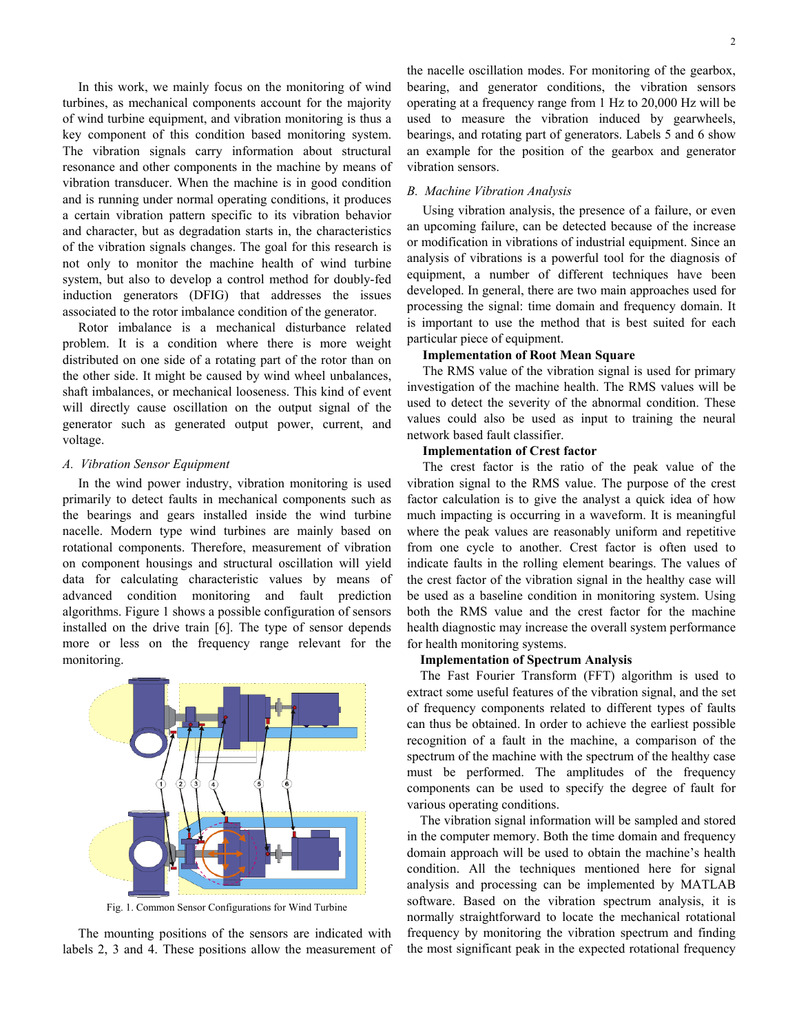In this work, we mainly focus on the monitoring of wind turbines, as mechanical components account for the majority of wind turbine equipment, and vibration monitoring is thus a key component of this condition based monitoring system. The vibration signals carry information about structural resonance and other components in the machine by means of vibration transducer. When the machine is in good condition and is running under normal operating conditions, it produces a certain vibration pattern specific to its vibration behavior and character, but as degradation starts in, the characteristics of the vibration signals changes. The goal for this research is not only to monitor the machine health of wind turbine system, but also to develop a control method for doubly-fed induction generators (DFIG) that addresses the issues associated to the rotor imbalance condition of the generator.

Rotor imbalance is a mechanical disturbance related problem. It is a condition where there is more weight distributed on one side of a rotating part of the rotor than on the other side. It might be caused by wind wheel unbalances, shaft imbalances, or mechanical looseness. This kind of event will directly cause oscillation on the output signal of the generator such as generated output power, current, and voltage.

## *A. Vibration Sensor Equipment*

In the wind power industry, vibration monitoring is used primarily to detect faults in mechanical components such as the bearings and gears installed inside the wind turbine nacelle. Modern type wind turbines are mainly based on rotational components. Therefore, measurement of vibration on component housings and structural oscillation will yield data for calculating characteristic values by means of advanced condition monitoring and fault prediction algorithms. Figure 1 shows a possible configuration of sensors installed on the drive train [6]. The type of sensor depends more or less on the frequency range relevant for the monitoring.

1 2 3 4 5 6

Fig. 1. Common Sensor Configurations for Wind Turbine

The mounting positions of the sensors are indicated with labels 2, 3 and 4. These positions allow the measurement of the nacelle oscillation modes. For monitoring of the gearbox, bearing, and generator conditions, the vibration sensors operating at a frequency range from 1 Hz to 20,000 Hz will be used to measure the vibration induced by gearwheels, bearings, and rotating part of generators. Labels 5 and 6 show an example for the position of the gearbox and generator vibration sensors.

## *B. Machine Vibration Analysis*

Using vibration analysis, the presence of a failure, or even an upcoming failure, can be detected because of the increase or modification in vibrations of industrial equipment. Since an analysis of vibrations is a powerful tool for the diagnosis of equipment, a number of different techniques have been developed. In general, there are two main approaches used for processing the signal: time domain and frequency domain. It is important to use the method that is best suited for each particular piece of equipment.

**Implementation of Root Mean Square**

The RMS value of the vibration signal is used for primary investigation of the machine health. The RMS values will be used to detect the severity of the abnormal condition. These values could also be used as input to training the neural network based fault classifier.

**Implementation of Crest factor**

The crest factor is the ratio of the peak value of the vibration signal to the RMS value. The purpose of the crest factor calculation is to give the analyst a quick idea of how much impacting is occurring in a waveform. It is meaningful where the peak values are reasonably uniform and repetitive from one cycle to another. Crest factor is often used to indicate faults in the rolling element bearings. The values of the crest factor of the vibration signal in the healthy case will be used as a baseline condition in monitoring system. Using both the RMS value and the crest factor for the machine health diagnostic may increase the overall system performance for health monitoring systems.

**Implementation of Spectrum Analysis**

The Fast Fourier Transform (FFT) algorithm is used to extract some useful features of the vibration signal, and the set of frequency components related to different types of faults can thus be obtained. In order to achieve the earliest possible recognition of a fault in the machine, a comparison of the spectrum of the machine with the spectrum of the healthy case must be performed. The amplitudes of the frequency components can be used to specify the degree of fault for various operating conditions.

The vibration signal information will be sampled and stored in the computer memory. Both the time domain and frequency domain approach will be used to obtain the machine's health condition. All the techniques mentioned here for signal analysis and processing can be implemented by MATLAB software. Based on the vibration spectrum analysis, it is normally straightforward to locate the mechanical rotational frequency by monitoring the vibration spectrum and finding the most significant peak in the expected rotational frequency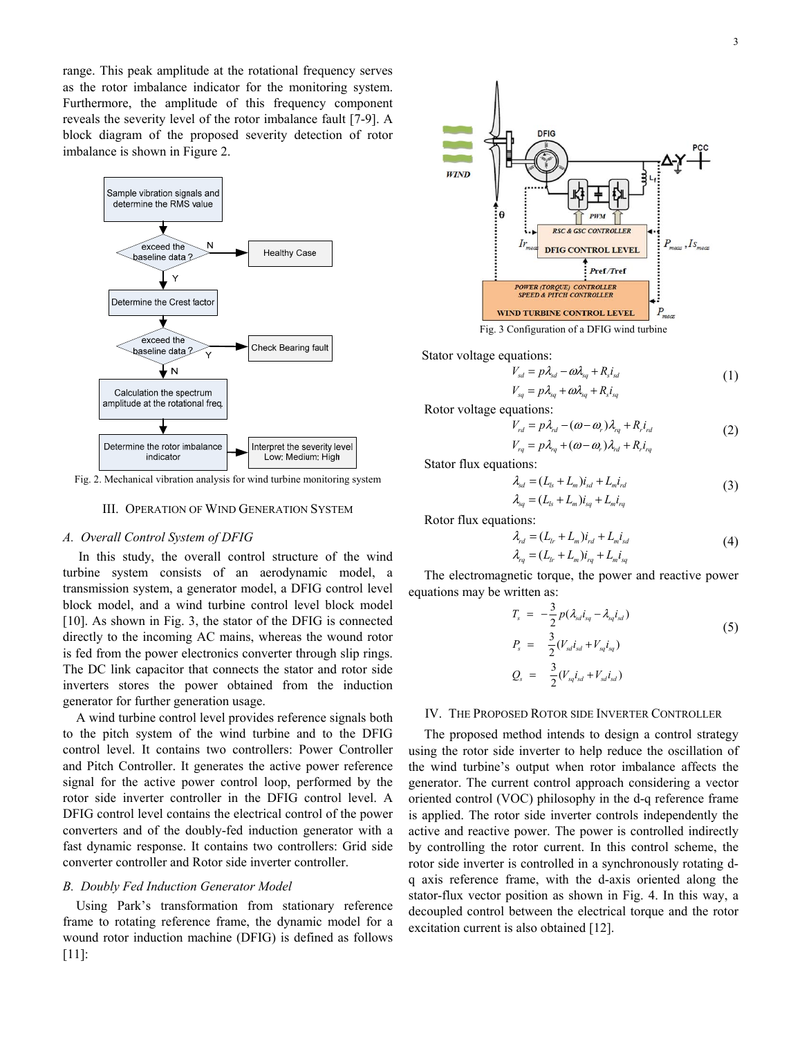range. This peak amplitude at the rotational frequency serves as the rotor imbalance indicator for the monitoring system. Furthermore, the amplitude of this frequency component reveals the severity level of the rotor imbalance fault [7-9]. A block diagram of the proposed severity detection of rotor imbalance is shown in Figure 2.

Fig. 2. Mechanical vibration analysis for wind turbine monitoring system

## III. Operation of Wind Generation System

### A. Overall Control System of DFIG

In this study, the overall control structure of the wind turbine system consists of an aerodynamic model, a transmission system, a generator model, a DFIG control level block model, and a wind turbine control level block model [10]. As shown in Fig. 3, the stator of the DFIG is connected directly to the incoming AC mains, whereas the wound rotor is fed from the power electronics converter through slip rings. The DC link capacitor that connects the stator and rotor side inverters stores the power obtained from the induction generator for further generation usage.

A wind turbine control level provides reference signals both to the pitch system of the wind turbine and to the DFIG control level. It contains two controllers: Power Controller and Pitch Controller. It generates the active power reference signal for the active power control loop, performed by the rotor side inverter controller in the DFIG control level. A DFIG control level contains the electrical control of the power converters and of the doubly-fed induction generator with a fast dynamic response. It contains two controllers: Grid side converter controller and Rotor side inverter controller.

### B. Doubly Fed Induction Generator Model

Using Park's transformation from stationary reference frame to rotating reference frame, the dynamic model for a wound rotor induction machine (DFIG) is defined as follows [11]:

Fig. 3 Configuration of a DFIG wind turbine

Stator voltage equations:

$$V_{sd} = p\lambda_{sd} - \omega\lambda_{sq} + R_s i_{sd}$$
$$V_{sq} = p\lambda_{sq} + \omega\lambda_{sq} + R_s i_{sq} \tag{1}$$

Rotor voltage equations:

$$V_{rd} = p\lambda_{rd} - (\omega - \omega_r)\lambda_{rq} + R_r i_{rd}$$
$$V_{rq} = p\lambda_{rq} + (\omega - \omega_r)\lambda_{rd} + R_r i_{rq} \tag{2}$$

Stator flux equations:

$$\lambda_{sd} = (L_{ls} + L_m)i_{sd} + L_m i_{rd}$$
$$\lambda_{sq} = (L_{ls} + L_m)i_{sq} + L_m i_{rq} \tag{3}$$

Rotor flux equations:

$$\lambda_{rd} = (L_{lr} + L_m)i_{rd} + L_m i_{sd}$$
$$\lambda_{rq} = (L_{lr} + L_m)i_{rq} + L_m i_{sq} \tag{4}$$

The electromagnetic torque, the power and reactive power equations may be written as:

$$T_s = -\frac{3}{2}p(\lambda_{sd} i_{sq} - \lambda_{sq} i_{sd})$$
$$P_s = \frac{3}{2}(V_{sd} i_{sd} + V_{sq} i_{sq}) \tag{5}$$
$$Q_s = \frac{3}{2}(V_{sq} i_{sd} + V_{sd} i_{sd})$$

## IV. The Proposed Rotor side Inverter Controller

The proposed method intends to design a control strategy using the rotor side inverter to help reduce the oscillation of the wind turbine's output when rotor imbalance affects the generator. The current control approach considering a vector oriented control (VOC) philosophy in the d-q reference frame is applied. The rotor side inverter controls independently the active and reactive power. The power is controlled indirectly by controlling the rotor current. In this control scheme, the rotor side inverter is controlled in a synchronously rotating d-q axis reference frame, with the d-axis oriented along the stator-flux vector position as shown in Fig. 4. In this way, a decoupled control between the electrical torque and the rotor excitation current is also obtained [12].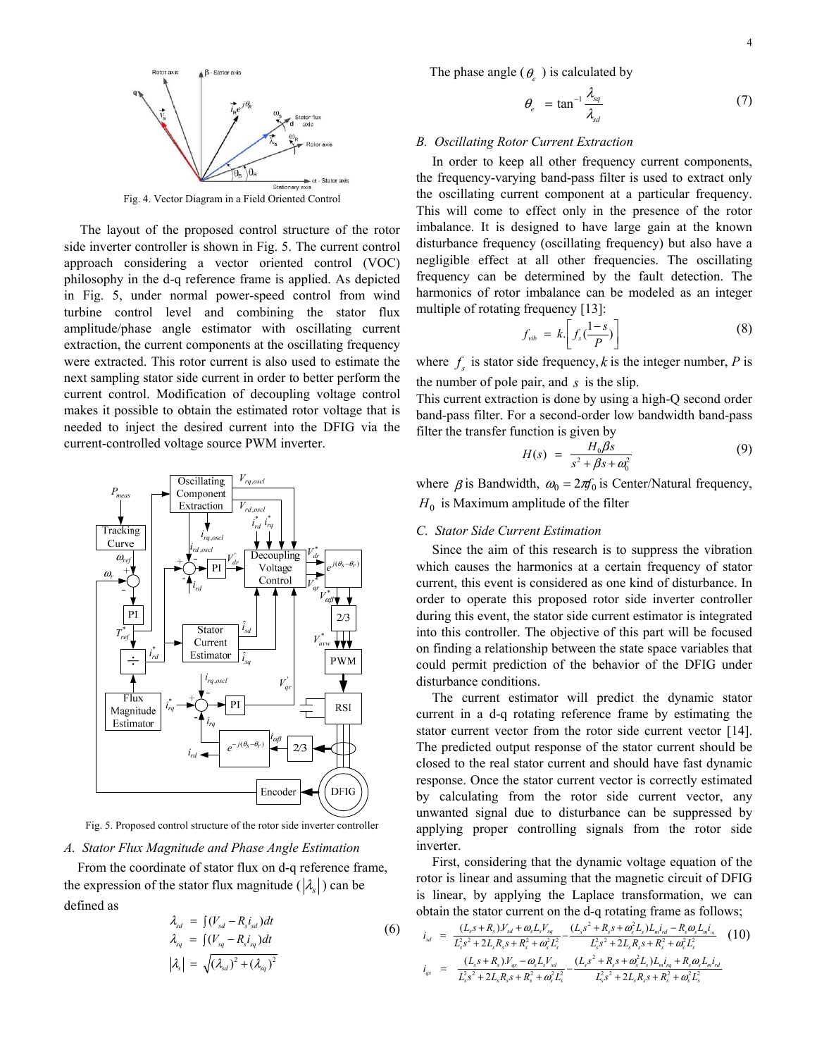Fig. 4. Vector Diagram in a Field Oriented Control

The layout of the proposed control structure of the rotor side inverter controller is shown in Fig. 5. The current control approach considering a vector oriented control (VOC) philosophy in the d-q reference frame is applied. As depicted in Fig. 5, under normal power-speed control from wind turbine control level and combining the stator flux amplitude/phase angle estimator with oscillating current extraction, the current components at the oscillating frequency were extracted. This rotor current is also used to estimate the next sampling stator side current in order to better perform the current control. Modification of decoupling voltage control makes it possible to obtain the estimated rotor voltage that is needed to inject the desired current into the DFIG via the current-controlled voltage source PWM inverter.

Fig. 5. Proposed control structure of the rotor side inverter controller

### A. Stator Flux Magnitude and Phase Angle Estimation

From the coordinate of stator flux on d-q reference frame, the expression of the stator flux magnitude ($|\lambda_s|$) can be defined as

$$
\begin{aligned}
\lambda_{sd} &= \int (V_{sd} - R_s i_{sd}) dt \\
\lambda_{sq} &= \int (V_{sq} - R_s i_{sq}) dt \\
|\lambda_s| &= \sqrt{(\lambda_{sd})^2 + (\lambda_{sq})^2}
\end{aligned}
\tag{6}
$$

The phase angle ($\theta_e$) is calculated by

$$
\theta_e = \tan^{-1} \frac{\lambda_{sq}}{\lambda_{sd}} \tag{7}
$$

### B. Oscillating Rotor Current Extraction

In order to keep all other frequency current components, the frequency-varying band-pass filter is used to extract only the oscillating current component at a particular frequency. This will come to effect only in the presence of the rotor imbalance. It is designed to have large gain at the known disturbance frequency (oscillating frequency) but also have a negligible effect at all other frequencies. The oscillating frequency can be determined by the fault detection. The harmonics of rotor imbalance can be modeled as an integer multiple of rotating frequency [13]:

$$
f_{vib} = k.\left[ f_s \left( \frac{1-s}{P} \right) \right] \tag{8}
$$

where $f_s$ is stator side frequency, $k$ is the integer number, $P$ is the number of pole pair, and $s$ is the slip.

This current extraction is done by using a high-Q second order band-pass filter. For a second-order low bandwidth band-pass filter the transfer function is given by

$$
H(s) = \frac{H_0 \beta s}{s^2 + \beta s + \omega_0^2} \tag{9}
$$

where $\beta$ is Bandwidth, $\omega_0 = 2\pi f_0$ is Center/Natural frequency, $H_0$ is Maximum amplitude of the filter

### C. Stator Side Current Estimation

Since the aim of this research is to suppress the vibration which causes the harmonics at a certain frequency of stator current, this event is considered as one kind of disturbance. In order to operate this proposed rotor side inverter controller during this event, the stator side current estimator is integrated into this controller. The objective of this part will be focused on finding a relationship between the state space variables that could permit prediction of the behavior of the DFIG under disturbance conditions.

The current estimator will predict the dynamic stator current in a d-q rotating reference frame by estimating the stator current vector from the rotor side current vector [14]. The predicted output response of the stator current should be closed to the real stator current and should have fast dynamic response. Once the stator current vector is correctly estimated by calculating from the rotor side current vector, any unwanted signal due to disturbance can be suppressed by applying proper controlling signals from the rotor side inverter.

First, considering that the dynamic voltage equation of the rotor is linear and assuming that the magnetic circuit of DFIG is linear, by applying the Laplace transformation, we can obtain the stator current on the d-q rotating frame as follows;

$$
\begin{aligned}
i_{sd} &= \frac{(L_s s + R_s).V_{sd} + \omega_s L_s V_{sq}}{L_s^2 s^2 + 2L_s R_s s + R_s^2 + \omega_s^2 L_s^2} - \frac{(L_s s^2 + R_s s + \omega_s^2 L_s) L_m i_{rd} - R_s \omega_s L_m i_{rq}}{L_s^2 s^2 + 2L_s R_s s + R_s^2 + \omega_s^2 L_s^2} \\
i_{qs} &= \frac{(L_s s + R_s).V_{qs} - \omega_s L_s V_{sd}}{L_s^2 s^2 + 2L_s R_s s + R_s^2 + \omega_s^2 L_s^2} - \frac{(L_s s^2 + R_s s + \omega_s^2 L_s) L_m i_{rq} + R_s \omega_s L_m i_{rd}}{L_s^2 s^2 + 2L_s R_s s + R_s^2 + \omega_s^2 L_s^2}
\end{aligned}
\tag{10}
$$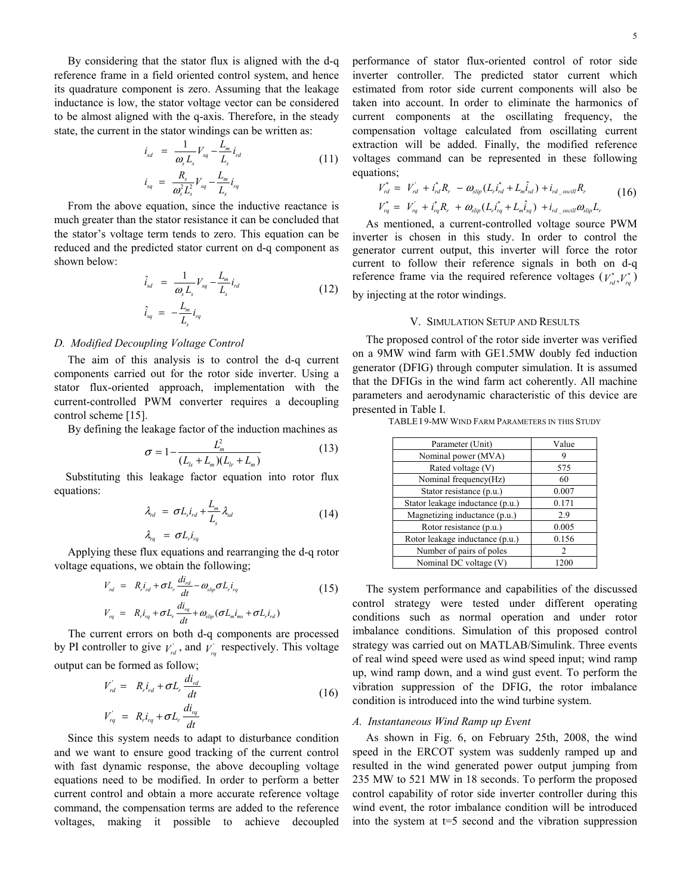By considering that the stator flux is aligned with the d-q reference frame in a field oriented control system, and hence its quadrature component is zero. Assuming that the leakage inductance is low, the stator voltage vector can be considered to be almost aligned with the q-axis. Therefore, in the steady state, the current in the stator windings can be written as:

$$
\begin{aligned}
i_{sd} &= \frac{1}{\omega_s L_s} V_{sq} - \frac{L_m}{L_s} i_{rd} \\
i_{sq} &= \frac{R_s}{\omega_s^2 L_s^2} V_{sq} - \frac{L_m}{L_s} i_{rq}
\end{aligned}
\tag{11}
$$

From the above equation, since the inductive reactance is much greater than the stator resistance it can be concluded that the stator's voltage term tends to zero. This equation can be reduced and the predicted stator current on d-q component as shown below:

$$
\begin{aligned}
\hat{i}_{sd} &= \frac{1}{\omega_s L_s} V_{sq} - \frac{L_m}{L_s} i_{rd} \\
\hat{i}_{sq} &= -\frac{L_m}{L_s} i_{rq}
\end{aligned}
\tag{12}
$$

### D. Modified Decoupling Voltage Control

The aim of this analysis is to control the d-q current components carried out for the rotor side inverter. Using a stator flux-oriented approach, implementation with the current-controlled PWM converter requires a decoupling control scheme [15].

By defining the leakage factor of the induction machines as

$$
\sigma = 1 - \frac{L_m^2}{(L_{ls} + L_m)(L_{lr} + L_m)} \tag{13}
$$

Substituting this leakage factor equation into rotor flux equations:

$$
\begin{aligned}
\lambda_{rd} &= \sigma L_s i_{rd} + \frac{L_m}{L_s} \lambda_{sd} \\
\lambda_{rq} &= \sigma L_r i_{rq}
\end{aligned}
\tag{14}
$$

Applying these flux equations and rearranging the d-q rotor voltage equations, we obtain the following;

$$
\begin{aligned}
V_{rd} &= R_r i_{rd} + \sigma L_r \frac{di_{rd}}{dt} - \omega_{slip} \sigma L_r i_{rq} \\
V_{rq} &= R_r i_{rq} + \sigma L_r \frac{di_{rq}}{dt} + \omega_{slip} (\sigma L_m i_{ms} + \sigma L_r i_{rd})
\end{aligned}
\tag{15}
$$

The current errors on both d-q components are processed by PI controller to give $V_{rd}^{'}$, and $V_{rq}^{'}$ respectively. This voltage output can be formed as follow;

$$
\begin{aligned}
V_{rd}^{'} &= R_r i_{rd} + \sigma L_r \frac{di_{rd}}{dt} \\
V_{rq}^{'} &= R_r i_{rq} + \sigma L_r \frac{di_{rq}}{dt}
\end{aligned}
\tag{16}
$$

Since this system needs to adapt to disturbance condition and we want to ensure good tracking of the current control with fast dynamic response, the above decoupling voltage equations need to be modified. In order to perform a better current control and obtain a more accurate reference voltage command, the compensation terms are added to the reference voltages, making it possible to achieve decoupled performance of stator flux-oriented control of rotor side inverter controller. The predicted stator current which estimated from rotor side current components will also be taken into account. In order to eliminate the harmonics of current components at the oscillating frequency, the compensation voltage calculated from oscillating current extraction will be added. Finally, the modified reference voltages command can be represented in these following equations;

$$
\begin{aligned}
V_{rd}^{*} &= V_{rd}^{'} + i_{rd}^{*} R_r - \omega_{slip} (L_r i_{rd}^{*} + L_m \hat{i}_{sd}) + i_{rd\_oscill} R_r \\
V_{rq}^{*} &= V_{rq}^{'} + i_{rq}^{*} R_r + \omega_{slip} (L_r i_{rq}^{*} + L_m \hat{i}_{sq}) + i_{rd\_oscill} \omega_{slip} L_r
\end{aligned}
\tag{16}
$$

As mentioned, a current-controlled voltage source PWM inverter is chosen in this study. In order to control the generator current output, this inverter will force the rotor current to follow their reference signals in both on d-q reference frame via the required reference voltages ($V_{rd}^{*}, V_{rq}^{*}$) by injecting at the rotor windings.

## V. Simulation Setup and Results

The proposed control of the rotor side inverter was verified on a 9MW wind farm with GE1.5MW doubly fed induction generator (DFIG) through computer simulation. It is assumed that the DFIGs in the wind farm act coherently. All machine parameters and aerodynamic characteristic of this device are presented in Table I.

TABLE I 9-MW Wind Farm Parameters in this Study

| Parameter (Unit) | Value |
|---|---|
| Nominal power (MVA) | 9 |
| Rated voltage (V) | 575 |
| Nominal frequency(Hz) | 60 |
| Stator resistance (p.u.) | 0.007 |
| Stator leakage inductance (p.u.) | 0.171 |
| Magnetizing inductance (p.u.) | 2.9 |
| Rotor resistance (p.u.) | 0.005 |
| Rotor leakage inductance (p.u.) | 0.156 |
| Number of pairs of poles | 2 |
| Nominal DC voltage (V) | 1200 |

The system performance and capabilities of the discussed control strategy were tested under different operating conditions such as normal operation and under rotor imbalance conditions. Simulation of this proposed control strategy was carried out on MATLAB/Simulink. Three events of real wind speed were used as wind speed input; wind ramp up, wind ramp down, and a wind gust event. To perform the vibration suppression of the DFIG, the rotor imbalance condition is introduced into the wind turbine system.

### A. Instantaneous Wind Ramp up Event

As shown in Fig. 6, on February 25th, 2008, the wind speed in the ERCOT system was suddenly ramped up and resulted in the wind generated power output jumping from 235 MW to 521 MW in 18 seconds. To perform the proposed control capability of rotor side inverter controller during this wind event, the rotor imbalance condition will be introduced into the system at t=5 second and the vibration suppression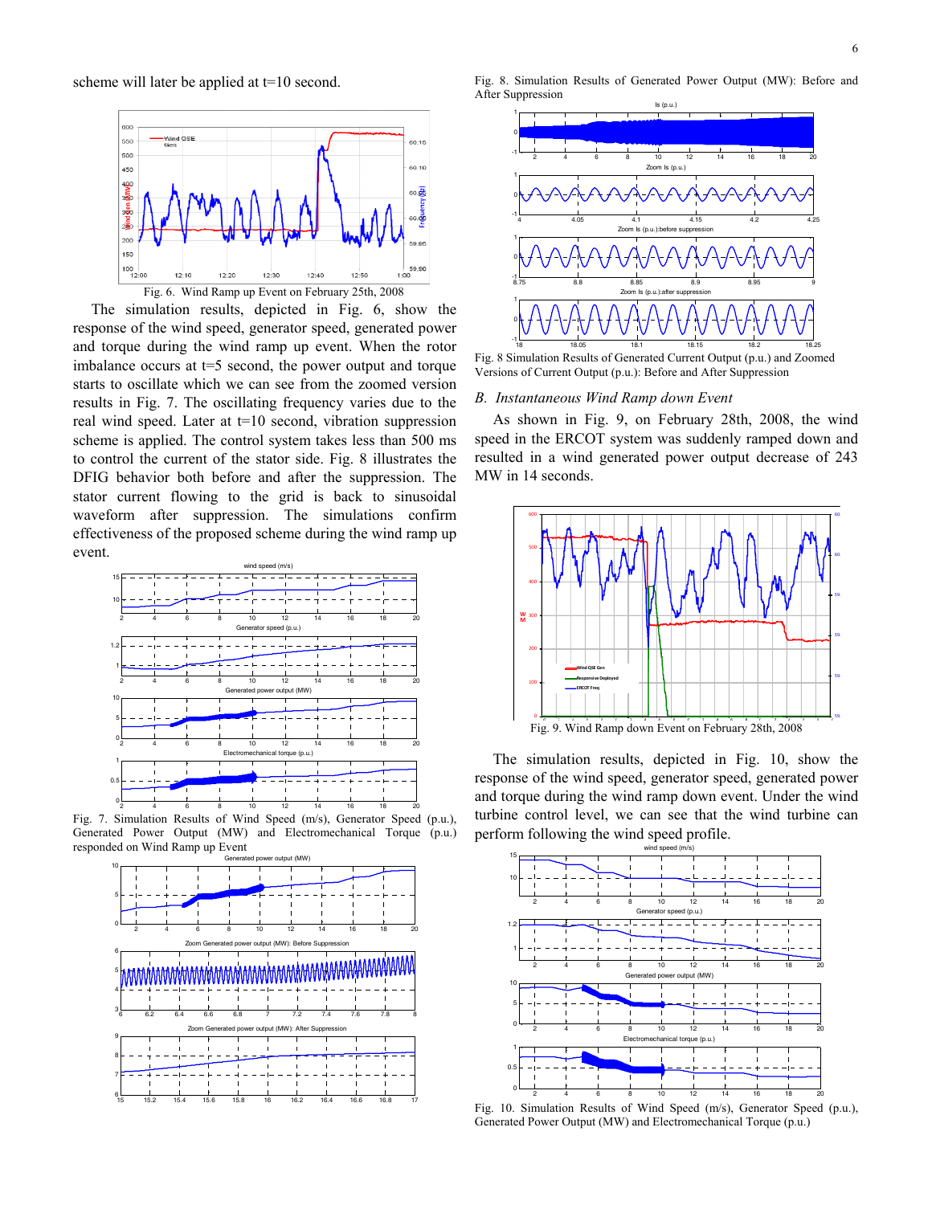scheme will later be applied at t=10 second.

Fig. 6. Wind Ramp up Event on February 25th, 2008

The simulation results, depicted in Fig. 6, show the response of the wind speed, generator speed, generated power and torque during the wind ramp up event. When the rotor imbalance occurs at t=5 second, the power output and torque starts to oscillate which we can see from the zoomed version results in Fig. 7. The oscillating frequency varies due to the real wind speed. Later at t=10 second, vibration suppression scheme is applied. The control system takes less than 500 ms to control the current of the stator side. Fig. 8 illustrates the DFIG behavior both before and after the suppression. The stator current flowing to the grid is back to sinusoidal waveform after suppression. The simulations confirm effectiveness of the proposed scheme during the wind ramp up event.

Fig. 7. Simulation Results of Wind Speed (m/s), Generator Speed (p.u.), Generated Power Output (MW) and Electromechanical Torque (p.u.) responded on Wind Ramp up Event

Fig. 8. Simulation Results of Generated Power Output (MW): Before and After Suppression

Fig. 8 Simulation Results of Generated Current Output (p.u.) and Zoomed Versions of Current Output (p.u.): Before and After Suppression

### *B. Instantaneous Wind Ramp down Event*

As shown in Fig. 9, on February 28th, 2008, the wind speed in the ERCOT system was suddenly ramped down and resulted in a wind generated power output decrease of 243 MW in 14 seconds.

Fig. 9. Wind Ramp down Event on February 28th, 2008

The simulation results, depicted in Fig. 10, show the response of the wind speed, generator speed, generated power and torque during the wind ramp down event. Under the wind turbine control level, we can see that the wind turbine can perform following the wind speed profile.

Fig. 10. Simulation Results of Wind Speed (m/s), Generator Speed (p.u.), Generated Power Output (MW) and Electromechanical Torque (p.u.)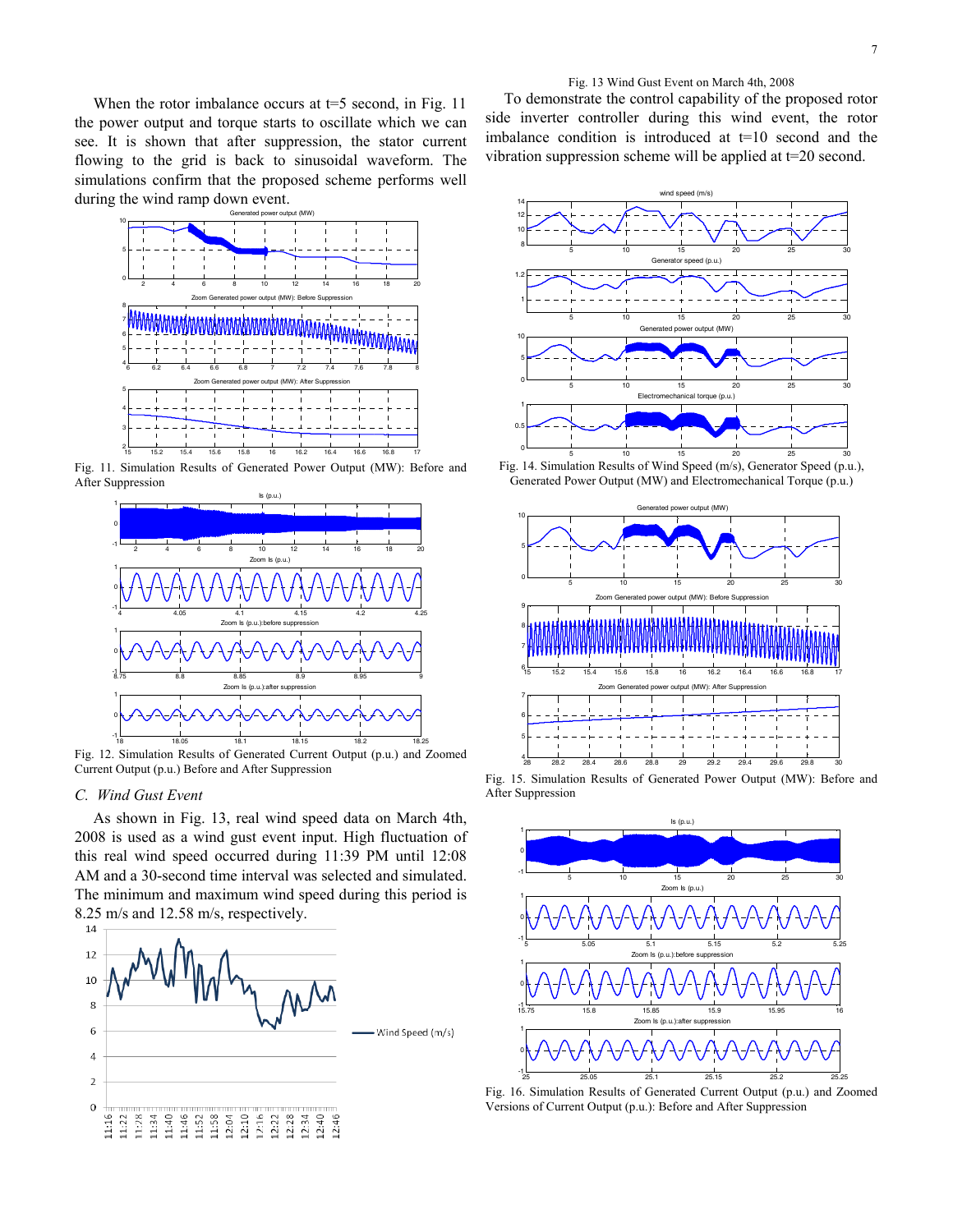When the rotor imbalance occurs at t=5 second, in Fig. 11 the power output and torque starts to oscillate which we can see. It is shown that after suppression, the stator current flowing to the grid is back to sinusoidal waveform. The simulations confirm that the proposed scheme performs well during the wind ramp down event.

Fig. 11. Simulation Results of Generated Power Output (MW): Before and After Suppression

Fig. 12. Simulation Results of Generated Current Output (p.u.) and Zoomed Current Output (p.u.) Before and After Suppression

### C. Wind Gust Event

As shown in Fig. 13, real wind speed data on March 4th, 2008 is used as a wind gust event input. High fluctuation of this real wind speed occurred during 11:39 PM until 12:08 AM and a 30-second time interval was selected and simulated. The minimum and maximum wind speed during this period is 8.25 m/s and 12.58 m/s, respectively.

Fig. 13 Wind Gust Event on March 4th, 2008

To demonstrate the control capability of the proposed rotor side inverter controller during this wind event, the rotor imbalance condition is introduced at t=10 second and the vibration suppression scheme will be applied at t=20 second.

Fig. 14. Simulation Results of Wind Speed (m/s), Generator Speed (p.u.), Generated Power Output (MW) and Electromechanical Torque (p.u.)

Fig. 15. Simulation Results of Generated Power Output (MW): Before and After Suppression

Fig. 16. Simulation Results of Generated Current Output (p.u.) and Zoomed Versions of Current Output (p.u.): Before and After Suppression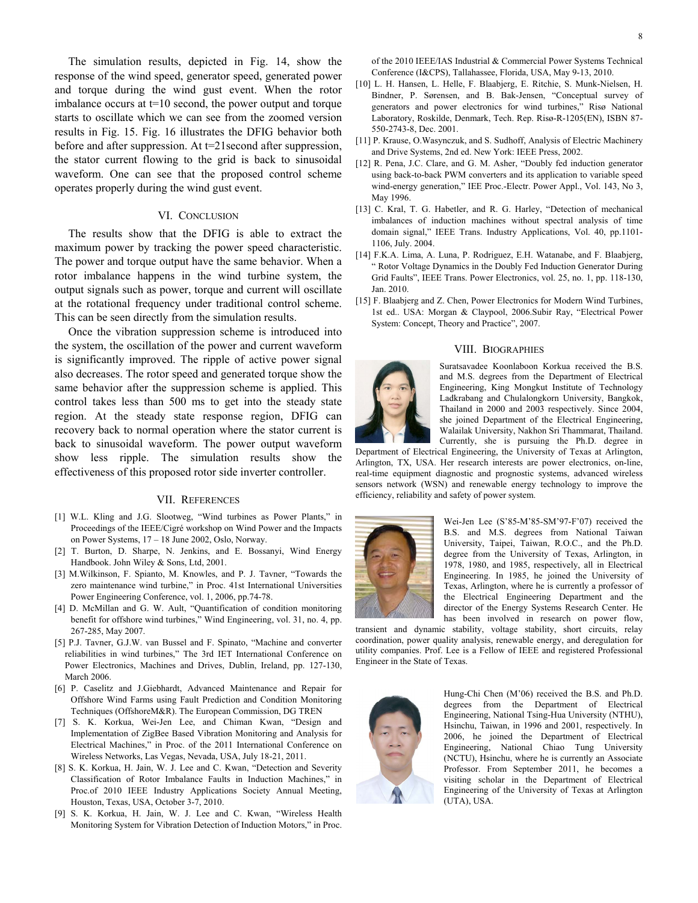The simulation results, depicted in Fig. 14, show the response of the wind speed, generator speed, generated power and torque during the wind gust event. When the rotor imbalance occurs at t=10 second, the power output and torque starts to oscillate which we can see from the zoomed version results in Fig. 15. Fig. 16 illustrates the DFIG behavior both before and after suppression. At t=21second after suppression, the stator current flowing to the grid is back to sinusoidal waveform. One can see that the proposed control scheme operates properly during the wind gust event.

## VI. Conclusion

The results show that the DFIG is able to extract the maximum power by tracking the power speed characteristic. The power and torque output have the same behavior. When a rotor imbalance happens in the wind turbine system, the output signals such as power, torque and current will oscillate at the rotational frequency under traditional control scheme. This can be seen directly from the simulation results.

Once the vibration suppression scheme is introduced into the system, the oscillation of the power and current waveform is significantly improved. The ripple of active power signal also decreases. The rotor speed and generated torque show the same behavior after the suppression scheme is applied. This control takes less than 500 ms to get into the steady state region. At the steady state response region, DFIG can recovery back to normal operation where the stator current is back to sinusoidal waveform. The power output waveform show less ripple. The simulation results show the effectiveness of this proposed rotor side inverter controller.

## VII. References

[1] W.L. Kling and J.G. Slootweg, "Wind turbines as Power Plants," in Proceedings of the IEEE/Cigré workshop on Wind Power and the Impacts on Power Systems, 17 – 18 June 2002, Oslo, Norway.

[2] T. Burton, D. Sharpe, N. Jenkins, and E. Bossanyi, Wind Energy Handbook. John Wiley & Sons, Ltd, 2001.

[3] M.Wilkinson, F. Spianto, M. Knowles, and P. J. Tavner, "Towards the zero maintenance wind turbine," in Proc. 41st International Universities Power Engineering Conference, vol. 1, 2006, pp.74-78.

[4] D. McMillan and G. W. Ault, "Quantification of condition monitoring benefit for offshore wind turbines," Wind Engineering, vol. 31, no. 4, pp. 267-285, May 2007.

[5] P.J. Tavner, G.J.W. van Bussel and F. Spinato, "Machine and converter reliabilities in wind turbines," The 3rd IET International Conference on Power Electronics, Machines and Drives, Dublin, Ireland, pp. 127-130, March 2006.

[6] P. Caselitz and J.Giebhardt, Advanced Maintenance and Repair for Offshore Wind Farms using Fault Prediction and Condition Monitoring Techniques (OffshoreM&R). The European Commission, DG TREN

[7] S. K. Korkua, Wei-Jen Lee, and Chiman Kwan, "Design and Implementation of ZigBee Based Vibration Monitoring and Analysis for Electrical Machines," in Proc. of the 2011 International Conference on Wireless Networks, Las Vegas, Nevada, USA, July 18-21, 2011.

[8] S. K. Korkua, H. Jain, W. J. Lee and C. Kwan, "Detection and Severity Classification of Rotor Imbalance Faults in Induction Machines," in Proc.of 2010 IEEE Industry Applications Society Annual Meeting, Houston, Texas, USA, October 3-7, 2010.

[9] S. K. Korkua, H. Jain, W. J. Lee and C. Kwan, "Wireless Health Monitoring System for Vibration Detection of Induction Motors," in Proc. of the 2010 IEEE/IAS Industrial & Commercial Power Systems Technical Conference (I&CPS), Tallahassee, Florida, USA, May 9-13, 2010.

[10] L. H. Hansen, L. Helle, F. Blaabjerg, E. Ritchie, S. Munk-Nielsen, H. Bindner, P. Sørensen, and B. Bak-Jensen, "Conceptual survey of generators and power electronics for wind turbines," Risø National Laboratory, Roskilde, Denmark, Tech. Rep. Risø-R-1205(EN), ISBN 87-550-2743-8, Dec. 2001.

[11] P. Krause, O.Wasynczuk, and S. Sudhoff, Analysis of Electric Machinery and Drive Systems, 2nd ed. New York: IEEE Press, 2002.

[12] R. Pena, J.C. Clare, and G. M. Asher, "Doubly fed induction generator using back-to-back PWM converters and its application to variable speed wind-energy generation," IEE Proc.-Electr. Power Appl., Vol. 143, No 3, May 1996.

[13] C. Kral, T. G. Habetler, and R. G. Harley, "Detection of mechanical imbalances of induction machines without spectral analysis of time domain signal," IEEE Trans. Industry Applications, Vol. 40, pp.1101-1106, July. 2004.

[14] F.K.A. Lima, A. Luna, P. Rodriguez, E.H. Watanabe, and F. Blaabjerg, " Rotor Voltage Dynamics in the Doubly Fed Induction Generator During Grid Faults", IEEE Trans. Power Electronics, vol. 25, no. 1, pp. 118-130, Jan. 2010.

[15] F. Blaabjerg and Z. Chen, Power Electronics for Modern Wind Turbines, 1st ed.. USA: Morgan & Claypool, 2006.Subir Ray, "Electrical Power System: Concept, Theory and Practice", 2007.

## VIII. Biographies

Suratsavadee Koonlaboon Korkua received the B.S. and M.S. degrees from the Department of Electrical Engineering, King Mongkut Institute of Technology Ladkrabang and Chulalongkorn University, Bangkok, Thailand in 2000 and 2003 respectively. Since 2004, she joined Department of the Electrical Engineering, Walailak University, Nakhon Sri Thammarat, Thailand. Currently, she is pursuing the Ph.D. degree in Department of Electrical Engineering, the University of Texas at Arlington, Arlington, TX, USA. Her research interests are power electronics, on-line, real-time equipment diagnostic and prognostic systems, advanced wireless sensors network (WSN) and renewable energy technology to improve the efficiency, reliability and safety of power system.

Wei-Jen Lee (S'85-M'85-SM'97-F'07) received the B.S. and M.S. degrees from National Taiwan University, Taipei, Taiwan, R.O.C., and the Ph.D. degree from the University of Texas, Arlington, in 1978, 1980, and 1985, respectively, all in Electrical Engineering. In 1985, he joined the University of Texas, Arlington, where he is currently a professor of the Electrical Engineering Department and the director of the Energy Systems Research Center. He has been involved in research on power flow, transient and dynamic stability, voltage stability, short circuits, relay coordination, power quality analysis, renewable energy, and deregulation for utility companies. Prof. Lee is a Fellow of IEEE and registered Professional Engineer in the State of Texas.

Hung-Chi Chen (M'06) received the B.S. and Ph.D. degrees from the Department of Electrical Engineering, National Tsing-Hua University (NTHU), Hsinchu, Taiwan, in 1996 and 2001, respectively. In 2006, he joined the Department of Electrical Engineering, National Chiao Tung University (NCTU), Hsinchu, where he is currently an Associate Professor. From September 2011, he becomes a visiting scholar in the Department of Electrical Engineering of the University of Texas at Arlington (UTA), USA.